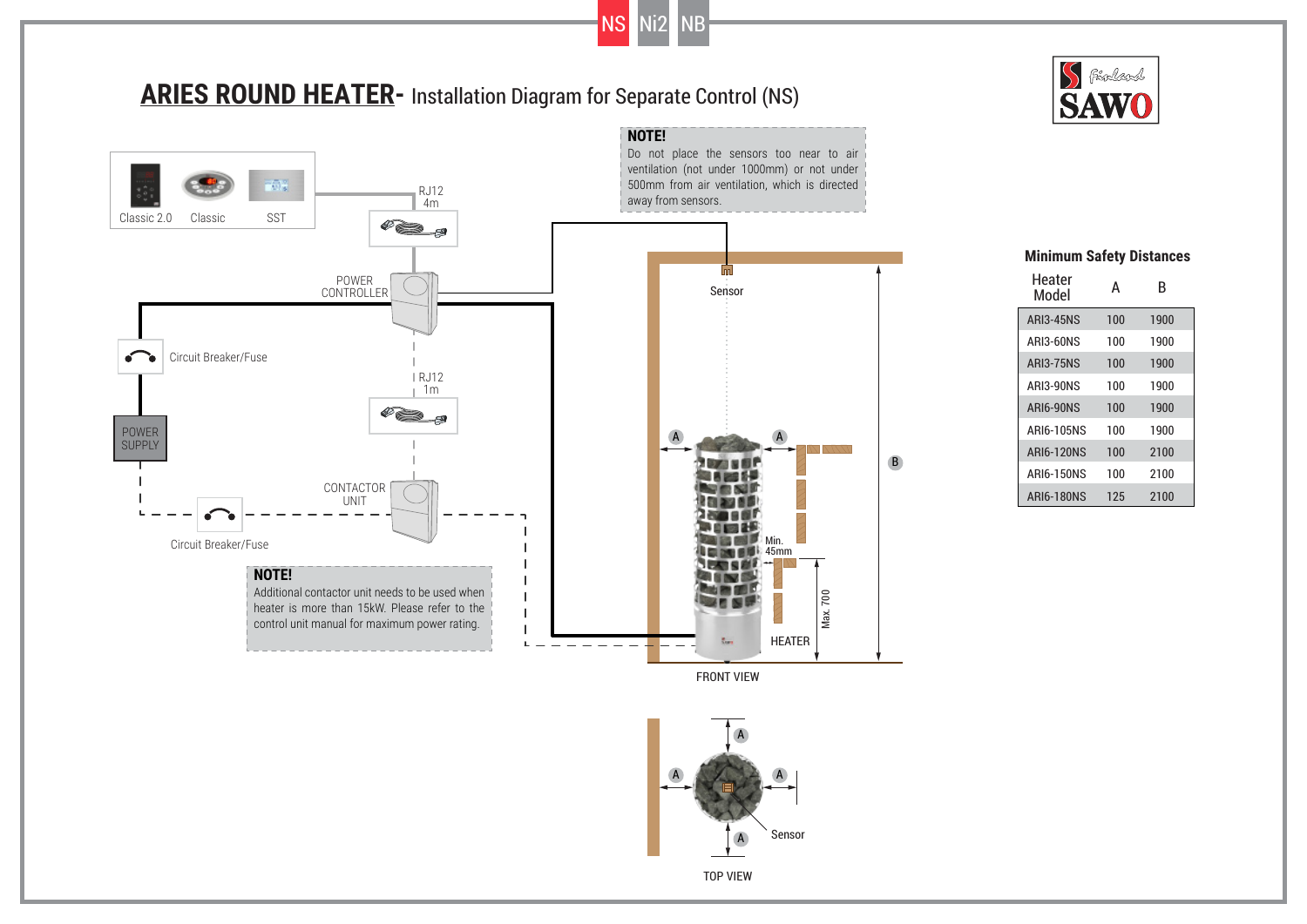NS Ni2 NB

# ARIES ROUND HEATER- Installation Diagram for Separate Control (NS)

Classic 2.0 Classic SST

RJ12
4m

POWER
CONTROLLER

Circuit Breaker/Fuse

RJ12
1m

POWER
SUPPLY

CONTACTOR
UNIT

Circuit Breaker/Fuse

**NOTE!**
Additional contactor unit needs to be used when heater is more than 15kW. Please refer to the control unit manual for maximum power rating.

**NOTE!**
Do not place the sensors too near to air ventilation (not under 1000mm) or not under 500mm from air ventilation, which is directed away from sensors.

Sensor

A A B

Min.
45mm

Max. 700

HEATER

FRONT VIEW

A A A A

Sensor

TOP VIEW

## Minimum Safety Distances

| Heater Model | A | B |
|---|---|---|
| ARI3-45NS | 100 | 1900 |
| ARI3-60NS | 100 | 1900 |
| ARI3-75NS | 100 | 1900 |
| ARI3-90NS | 100 | 1900 |
| ARI6-90NS | 100 | 1900 |
| ARI6-105NS | 100 | 1900 |
| ARI6-120NS | 100 | 2100 |
| ARI6-150NS | 100 | 2100 |
| ARI6-180NS | 125 | 2100 |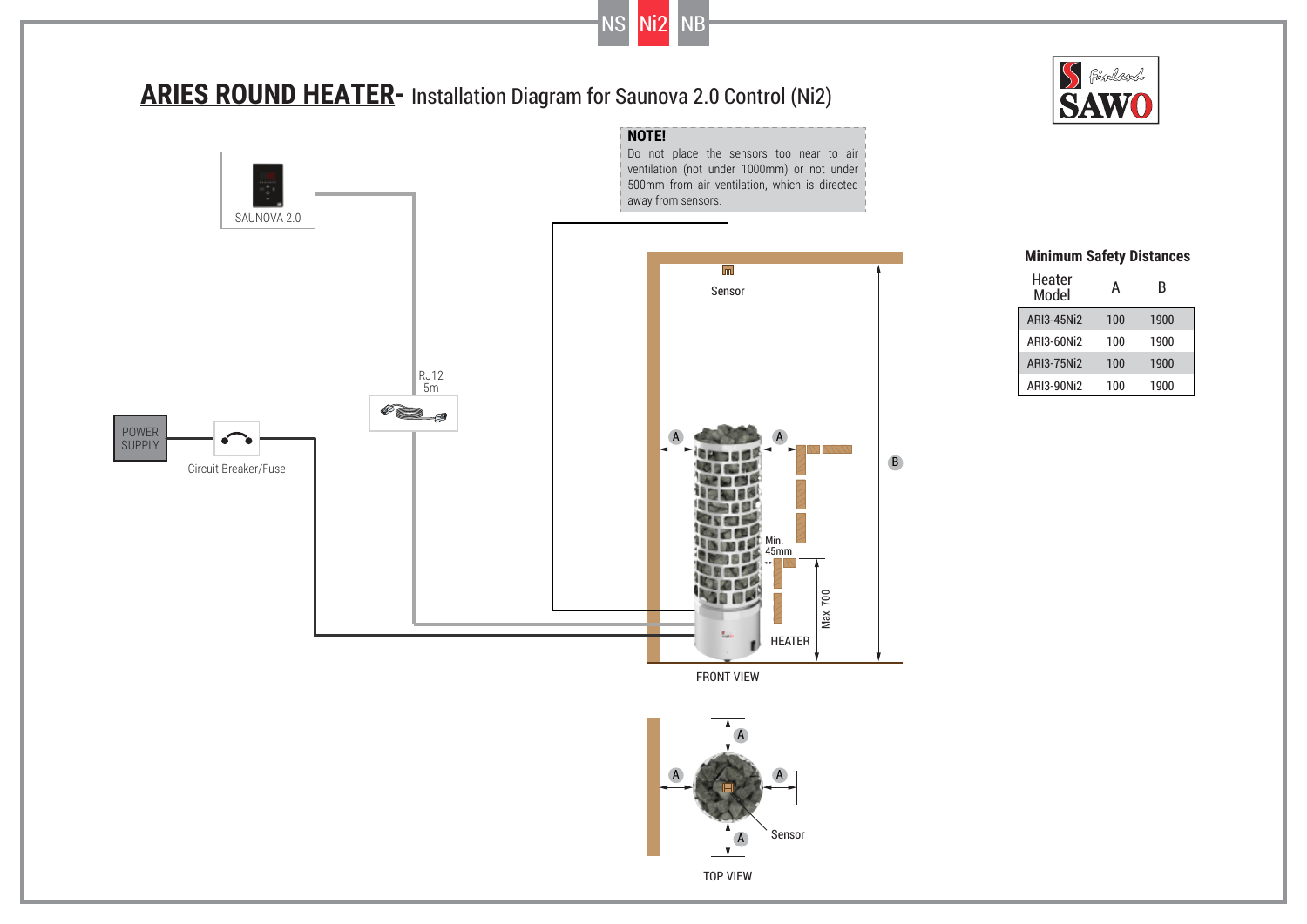NS Ni2 NB

# ARIES ROUND HEATER- Installation Diagram for Saunova 2.0 Control (Ni2)

**NOTE!**
Do not place the sensors too near to air ventilation (not under 1000mm) or not under 500mm from air ventilation, which is directed away from sensors.

SAUNOVA 2.0

RJ12
5m

POWER SUPPLY

Circuit Breaker/Fuse

Sensor

Min. 45mm

Max. 700

HEATER

FRONT VIEW

TOP VIEW

**Minimum Safety Distances**

| Heater Model | A | B |
|---|---|---|
| ARI3-45Ni2 | 100 | 1900 |
| ARI3-60Ni2 | 100 | 1900 |
| ARI3-75Ni2 | 100 | 1900 |
| ARI3-90Ni2 | 100 | 1900 |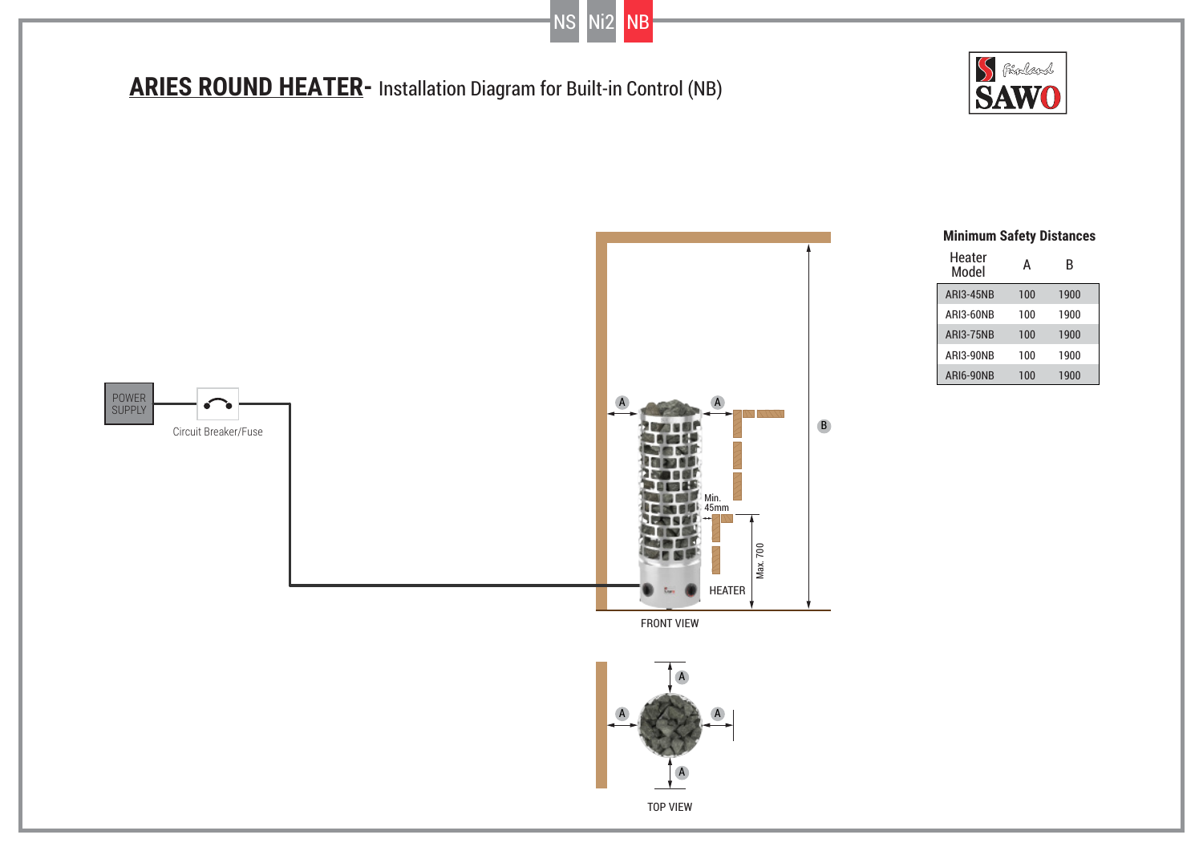NS Ni2 NB

# ARIES ROUND HEATER- Installation Diagram for Built-in Control (NB)

**Minimum Safety Distances**

| Heater Model | A | B |
|---|---|---|
| ARI3-45NB | 100 | 1900 |
| ARI3-60NB | 100 | 1900 |
| ARI3-75NB | 100 | 1900 |
| ARI3-90NB | 100 | 1900 |
| ARI6-90NB | 100 | 1900 |

POWER SUPPLY

Circuit Breaker/Fuse

A

B

Min. 45mm

Max. 700

HEATER

FRONT VIEW

TOP VIEW